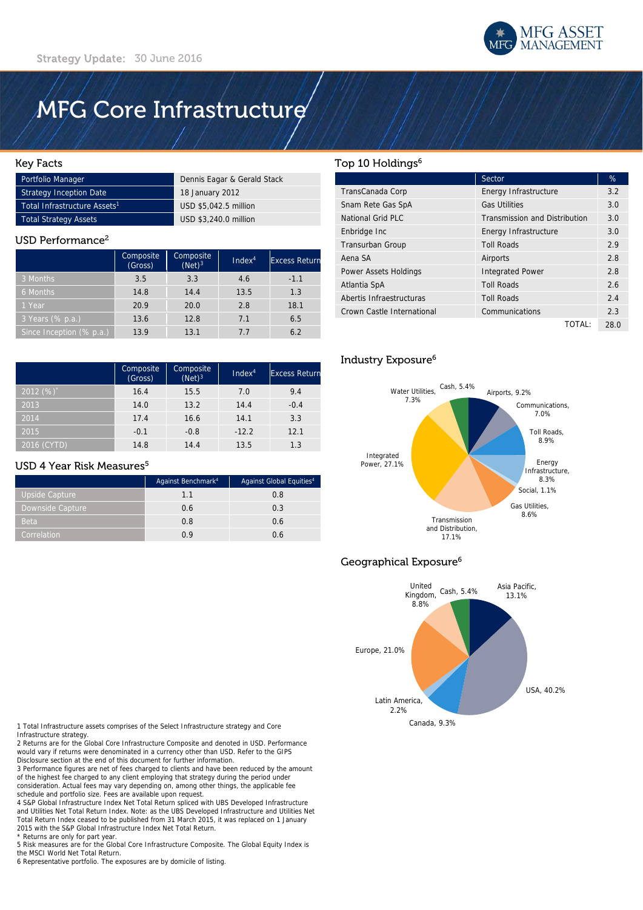Strategy Update: 30 June 2016

MFG ASSET MANAGEMENT

# MFG Core Infrastructure

## Key Facts

| | |
|---|---|
| Portfolio Manager | Dennis Eagar & Gerald Stack |
| Strategy Inception Date | 18 January 2012 |
| Total Infrastructure Assets[1] | USD $5,042.5 million |
| Total Strategy Assets | USD $3,240.0 million |

## USD Performance[2]

| | Composite (Gross) | Composite (Net)[3] | Index[4] | Excess Return |
|---|---|---|---|---|
| 3 Months | 3.5 | 3.3 | 4.6 | -1.1 |
| 6 Months | 14.8 | 14.4 | 13.5 | 1.3 |
| 1 Year | 20.9 | 20.0 | 2.8 | 18.1 |
| 3 Years (% p.a.) | 13.6 | 12.8 | 7.1 | 6.5 |
| Since Inception (% p.a.) | 13.9 | 13.1 | 7.7 | 6.2 |

| | Composite (Gross) | Composite (Net)[3] | Index[4] | Excess Return |
|---|---|---|---|---|
| 2012 (%)* | 16.4 | 15.5 | 7.0 | 9.4 |
| 2013 | 14.0 | 13.2 | 14.4 | -0.4 |
| 2014 | 17.4 | 16.6 | 14.1 | 3.3 |
| 2015 | -0.1 | -0.8 | -12.2 | 12.1 |
| 2016 (CYTD) | 14.8 | 14.4 | 13.5 | 1.3 |

## USD 4 Year Risk Measures[5]

| | Against Benchmark[4] | Against Global Equities[4] |
|---|---|---|
| Upside Capture | 1.1 | 0.8 |
| Downside Capture | 0.6 | 0.3 |
| Beta | 0.8 | 0.6 |
| Correlation | 0.9 | 0.6 |

## Top 10 Holdings[6]

| | Sector | % |
|---|---|---|
| TransCanada Corp | Energy Infrastructure | 3.2 |
| Snam Rete Gas SpA | Gas Utilities | 3.0 |
| National Grid PLC | Transmission and Distribution | 3.0 |
| Enbridge Inc | Energy Infrastructure | 3.0 |
| Transurban Group | Toll Roads | 2.9 |
| Aena SA | Airports | 2.8 |
| Power Assets Holdings | Integrated Power | 2.8 |
| Atlantia SpA | Toll Roads | 2.6 |
| Abertis Infraestructuras | Toll Roads | 2.4 |
| Crown Castle International | Communications | 2.3 |
| | TOTAL: | 28.0 |

## Industry Exposure[6]

Airports, 9.2%; Communications, 7.0%; Toll Roads, 8.9%; Energy Infrastructure, 8.3%; Social, 1.1%; Gas Utilities, 8.6%; Transmission and Distribution, 17.1%; Integrated Power, 27.1%; Water Utilities, 7.3%; Cash, 5.4%

## Geographical Exposure[6]

Asia Pacific, 13.1%; USA, 40.2%; Canada, 9.3%; Latin America, 2.2%; Europe, 21.0%; United Kingdom, 8.8%; Cash, 5.4%

1 Total Infrastructure assets comprises of the Select Infrastructure strategy and Core Infrastructure strategy.
2 Returns are for the Global Core Infrastructure Composite and denoted in USD. Performance would vary if returns were denominated in a currency other than USD. Refer to the GIPS Disclosure section at the end of this document for further information.
3 Performance figures are net of fees charged to clients and have been reduced by the amount of the highest fee charged to any client employing that strategy during the period under consideration. Actual fees may vary depending on, among other things, the applicable fee schedule and portfolio size. Fees are available upon request.
4 S&P Global Infrastructure Index Net Total Return spliced with UBS Developed Infrastructure and Utilities Net Total Return Index. Note: as the UBS Developed Infrastructure and Utilities Net Total Return Index ceased to be published from 31 March 2015, it was replaced on 1 January 2015 with the S&P Global Infrastructure Index Net Total Return.
* Returns are only for part year.
5 Risk measures are for the Global Core Infrastructure Composite. The Global Equity Index is the MSCI World Net Total Return.
6 Representative portfolio. The exposures are by domicile of listing.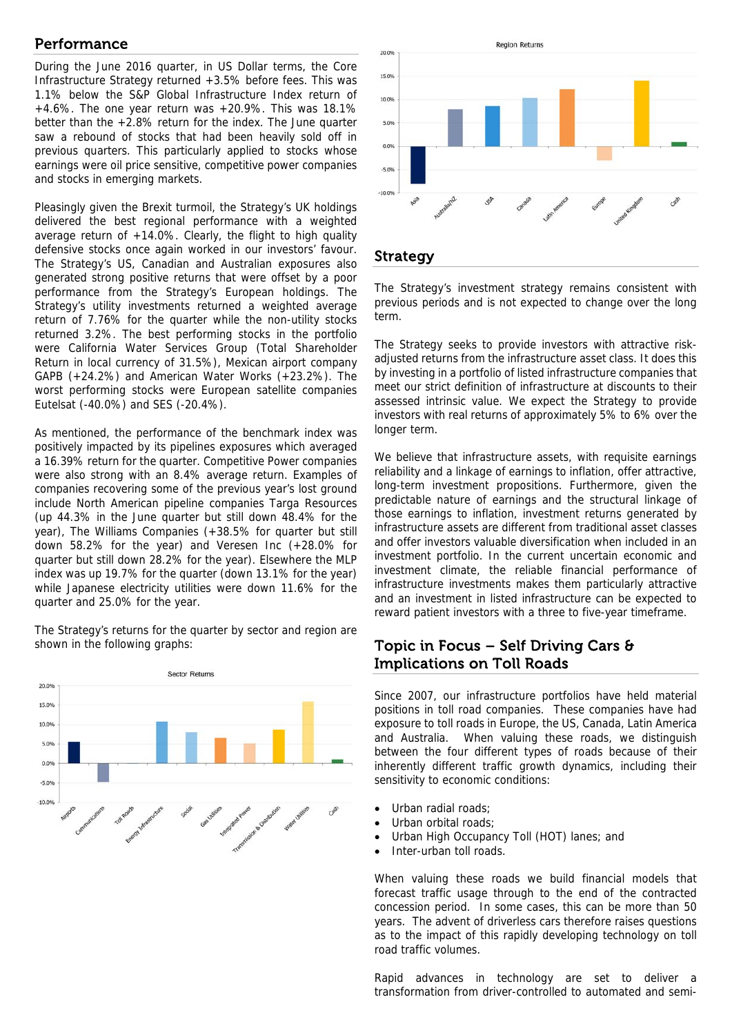## Performance

During the June 2016 quarter, in US Dollar terms, the Core Infrastructure Strategy returned +3.5% before fees. This was 1.1% below the S&P Global Infrastructure Index return of +4.6%. The one year return was +20.9%. This was 18.1% better than the +2.8% return for the index. The June quarter saw a rebound of stocks that had been heavily sold off in previous quarters. This particularly applied to stocks whose earnings were oil price sensitive, competitive power companies and stocks in emerging markets.

Pleasingly given the Brexit turmoil, the Strategy's UK holdings delivered the best regional performance with a weighted average return of +14.0%. Clearly, the flight to high quality defensive stocks once again worked in our investors' favour. The Strategy's US, Canadian and Australian exposures also generated strong positive returns that were offset by a poor performance from the Strategy's European holdings. The Strategy's utility investments returned a weighted average return of 7.76% for the quarter while the non-utility stocks returned 3.2%. The best performing stocks in the portfolio were California Water Services Group (Total Shareholder Return in local currency of 31.5%), Mexican airport company GAPB (+24.2%) and American Water Works (+23.2%). The worst performing stocks were European satellite companies Eutelsat (-40.0%) and SES (-20.4%).

As mentioned, the performance of the benchmark index was positively impacted by its pipelines exposures which averaged a 16.39% return for the quarter. Competitive Power companies were also strong with an 8.4% average return. Examples of companies recovering some of the previous year's lost ground include North American pipeline companies Targa Resources (up 44.3% in the June quarter but still down 48.4% for the year), The Williams Companies (+38.5% for quarter but still down 58.2% for the year) and Veresen Inc (+28.0% for quarter but still down 28.2% for the year). Elsewhere the MLP index was up 19.7% for the quarter (down 13.1% for the year) while Japanese electricity utilities were down 11.6% for the quarter and 25.0% for the year.

The Strategy's returns for the quarter by sector and region are shown in the following graphs:

Sector Returns

Region Returns

## Strategy

The Strategy's investment strategy remains consistent with previous periods and is not expected to change over the long term.

The Strategy seeks to provide investors with attractive risk-adjusted returns from the infrastructure asset class. It does this by investing in a portfolio of listed infrastructure companies that meet our strict definition of infrastructure at discounts to their assessed intrinsic value. We expect the Strategy to provide investors with real returns of approximately 5% to 6% over the longer term.

We believe that infrastructure assets, with requisite earnings reliability and a linkage of earnings to inflation, offer attractive, long-term investment propositions. Furthermore, given the predictable nature of earnings and the structural linkage of those earnings to inflation, investment returns generated by infrastructure assets are different from traditional asset classes and offer investors valuable diversification when included in an investment portfolio. In the current uncertain economic and investment climate, the reliable financial performance of infrastructure investments makes them particularly attractive and an investment in listed infrastructure can be expected to reward patient investors with a three to five-year timeframe.

## Topic in Focus – Self Driving Cars & Implications on Toll Roads

Since 2007, our infrastructure portfolios have held material positions in toll road companies. These companies have had exposure to toll roads in Europe, the US, Canada, Latin America and Australia. When valuing these roads, we distinguish between the four different types of roads because of their inherently different traffic growth dynamics, including their sensitivity to economic conditions:

- Urban radial roads;
- Urban orbital roads;
- Urban High Occupancy Toll (HOT) lanes; and
- Inter-urban toll roads.

When valuing these roads we build financial models that forecast traffic usage through to the end of the contracted concession period. In some cases, this can be more than 50 years. The advent of driverless cars therefore raises questions as to the impact of this rapidly developing technology on toll road traffic volumes.

Rapid advances in technology are set to deliver a transformation from driver-controlled to automated and semi-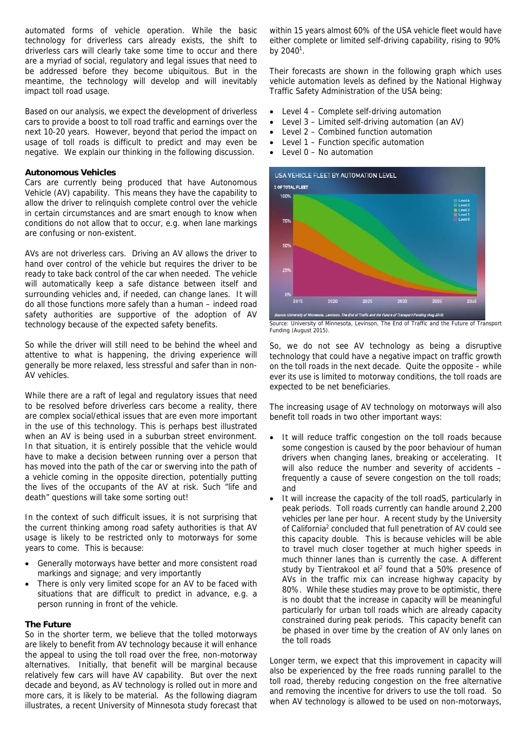automated forms of vehicle operation. While the basic technology for driverless cars already exists, the shift to driverless cars will clearly take some time to occur and there are a myriad of social, regulatory and legal issues that need to be addressed before they become ubiquitous. But in the meantime, the technology will develop and will inevitably impact toll road usage.

Based on our analysis, we expect the development of driverless cars to provide a boost to toll road traffic and earnings over the next 10-20 years. However, beyond that period the impact on usage of toll roads is difficult to predict and may even be negative. We explain our thinking in the following discussion.

**Autonomous Vehicles**

Cars are currently being produced that have Autonomous Vehicle (AV) capability. This means they have the capability to allow the driver to relinquish complete control over the vehicle in certain circumstances and are smart enough to know when conditions do not allow that to occur, e.g. when lane markings are confusing or non-existent.

AVs are not driverless cars. Driving an AV allows the driver to hand over control of the vehicle but requires the driver to be ready to take back control of the car when needed. The vehicle will automatically keep a safe distance between itself and surrounding vehicles and, if needed, can change lanes. It will do all those functions more safely than a human – indeed road safety authorities are supportive of the adoption of AV technology because of the expected safety benefits.

So while the driver will still need to be behind the wheel and attentive to what is happening, the driving experience will generally be more relaxed, less stressful and safer than in non-AV vehicles.

While there are a raft of legal and regulatory issues that need to be resolved before driverless cars become a reality, there are complex social/ethical issues that are even more important in the use of this technology. This is perhaps best illustrated when an AV is being used in a suburban street environment. In that situation, it is entirely possible that the vehicle would have to make a decision between running over a person that has moved into the path of the car or swerving into the path of a vehicle coming in the opposite direction, potentially putting the lives of the occupants of the AV at risk. Such "life and death" questions will take some sorting out!

In the context of such difficult issues, it is not surprising that the current thinking among road safety authorities is that AV usage is likely to be restricted only to motorways for some years to come. This is because:

- Generally motorways have better and more consistent road markings and signage; and very importantly
- There is only very limited scope for an AV to be faced with situations that are difficult to predict in advance, e.g. a person running in front of the vehicle.

**The Future**

So in the shorter term, we believe that the tolled motorways are likely to benefit from AV technology because it will enhance the appeal to using the toll road over the free, non-motorway alternatives. Initially, that benefit will be marginal because relatively few cars will have AV capability. But over the next decade and beyond, as AV technology is rolled out in more and more cars, it is likely to be material. As the following diagram illustrates, a recent University of Minnesota study forecast that within 15 years almost 60% of the USA vehicle fleet would have either complete or limited self-driving capability, rising to 90% by 2040[1].

Their forecasts are shown in the following graph which uses vehicle automation levels as defined by the National Highway Traffic Safety Administration of the USA being:

- Level 4 – Complete self-driving automation
- Level 3 – Limited self-driving automation (an AV)
- Level 2 – Combined function automation
- Level 1 – Function specific automation
- Level 0 – No automation

Source: University of Minnesota, Levinson, The End of Traffic and the Future of Transport Funding (August 2015).

So, we do not see AV technology as being a disruptive technology that could have a negative impact on traffic growth on the toll roads in the next decade. Quite the opposite – while ever its use is limited to motorway conditions, the toll roads are expected to be net beneficiaries.

The increasing usage of AV technology on motorways will also benefit toll roads in two other important ways:

- It will reduce traffic congestion on the toll roads because some congestion is caused by the poor behaviour of human drivers when changing lanes, breaking or accelerating. It will also reduce the number and severity of accidents – frequently a cause of severe congestion on the toll roads; and
- It will increase the capacity of the toll roadS, particularly in peak periods. Toll roads currently can handle around 2,200 vehicles per lane per hour. A recent study by the University of California[2] concluded that full penetration of AV could see this capacity double. This is because vehicles will be able to travel much closer together at much higher speeds in much thinner lanes than is currently the case. A different study by Tientrakool et al[2] found that a 50% presence of AVs in the traffic mix can increase highway capacity by 80%. While these studies may prove to be optimistic, there is no doubt that the increase in capacity will be meaningful particularly for urban toll roads which are already capacity constrained during peak periods. This capacity benefit can be phased in over time by the creation of AV only lanes on the toll roads

Longer term, we expect that this improvement in capacity will also be experienced by the free roads running parallel to the toll road, thereby reducing congestion on the free alternative and removing the incentive for drivers to use the toll road. So when AV technology is allowed to be used on non-motorways,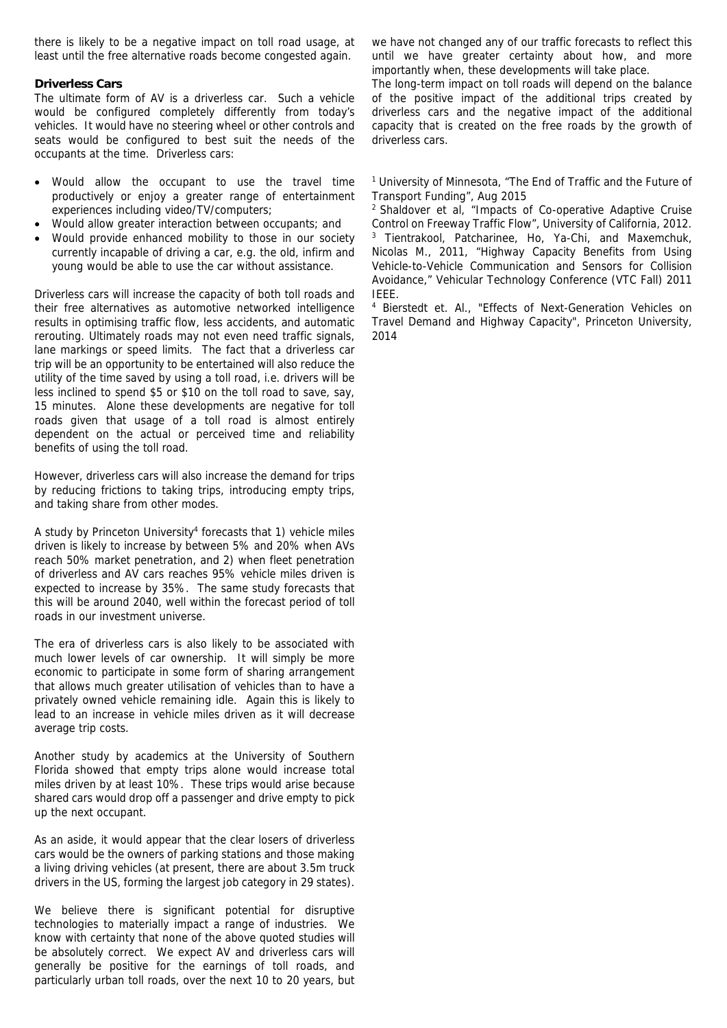there is likely to be a negative impact on toll road usage, at least until the free alternative roads become congested again.

**Driverless Cars**

The ultimate form of AV is a driverless car. Such a vehicle would be configured completely differently from today's vehicles. It would have no steering wheel or other controls and seats would be configured to best suit the needs of the occupants at the time. Driverless cars:

- Would allow the occupant to use the travel time productively or enjoy a greater range of entertainment experiences including video/TV/computers;
- Would allow greater interaction between occupants; and
- Would provide enhanced mobility to those in our society currently incapable of driving a car, e.g. the old, infirm and young would be able to use the car without assistance.

Driverless cars will increase the capacity of both toll roads and their free alternatives as automotive networked intelligence results in optimising traffic flow, less accidents, and automatic rerouting. Ultimately roads may not even need traffic signals, lane markings or speed limits. The fact that a driverless car trip will be an opportunity to be entertained will also reduce the utility of the time saved by using a toll road, i.e. drivers will be less inclined to spend $5 or $10 on the toll road to save, say, 15 minutes. Alone these developments are negative for toll roads given that usage of a toll road is almost entirely dependent on the actual or perceived time and reliability benefits of using the toll road.

However, driverless cars will also increase the demand for trips by reducing frictions to taking trips, introducing empty trips, and taking share from other modes.

A study by Princeton University[4] forecasts that 1) vehicle miles driven is likely to increase by between 5% and 20% when AVs reach 50% market penetration, and 2) when fleet penetration of driverless and AV cars reaches 95% vehicle miles driven is expected to increase by 35%. The same study forecasts that this will be around 2040, well within the forecast period of toll roads in our investment universe.

The era of driverless cars is also likely to be associated with much lower levels of car ownership. It will simply be more economic to participate in some form of sharing arrangement that allows much greater utilisation of vehicles than to have a privately owned vehicle remaining idle. Again this is likely to lead to an increase in vehicle miles driven as it will decrease average trip costs.

Another study by academics at the University of Southern Florida showed that empty trips alone would increase total miles driven by at least 10%. These trips would arise because shared cars would drop off a passenger and drive empty to pick up the next occupant.

As an aside, it would appear that the clear losers of driverless cars would be the owners of parking stations and those making a living driving vehicles (at present, there are about 3.5m truck drivers in the US, forming the largest job category in 29 states).

We believe there is significant potential for disruptive technologies to materially impact a range of industries. We know with certainty that none of the above quoted studies will be absolutely correct. We expect AV and driverless cars will generally be positive for the earnings of toll roads, and particularly urban toll roads, over the next 10 to 20 years, but we have not changed any of our traffic forecasts to reflect this until we have greater certainty about how, and more importantly when, these developments will take place.

The long-term impact on toll roads will depend on the balance of the positive impact of the additional trips created by driverless cars and the negative impact of the additional capacity that is created on the free roads by the growth of driverless cars.

[1] University of Minnesota, "The End of Traffic and the Future of Transport Funding", Aug 2015

[2] Shaldover et al, "Impacts of Co-operative Adaptive Cruise Control on Freeway Traffic Flow", University of California, 2012.

[3] Tientrakool, Patcharinee, Ho, Ya-Chi, and Maxemchuk, Nicolas M., 2011, "Highway Capacity Benefits from Using Vehicle-to-Vehicle Communication and Sensors for Collision Avoidance," Vehicular Technology Conference (VTC Fall) 2011 IEEE.

[4] Bierstedt et. Al., "Effects of Next-Generation Vehicles on Travel Demand and Highway Capacity", Princeton University, 2014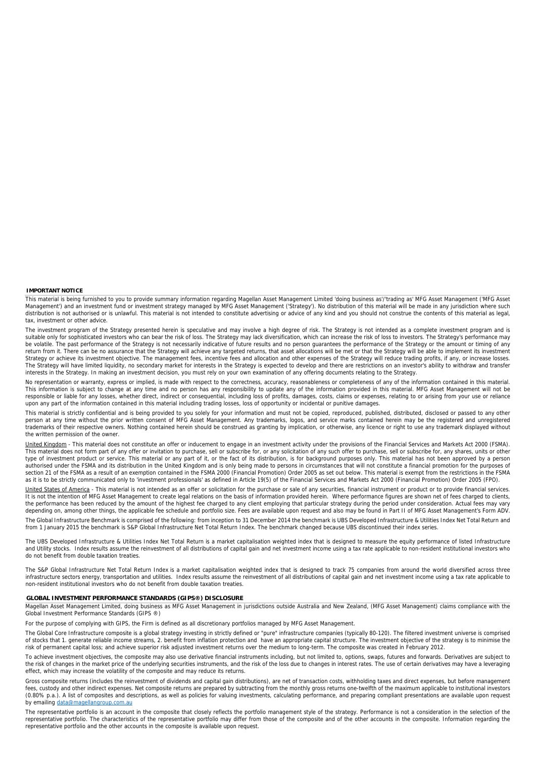**IMPORTANT NOTICE**

This material is being furnished to you to provide summary information regarding Magellan Asset Management Limited 'doing business as'/'trading as' MFG Asset Management ('MFG Asset Management') and an investment fund or investment strategy managed by MFG Asset Management ('Strategy'). No distribution of this material will be made in any jurisdiction where such distribution is not authorised or is unlawful. This material is not intended to constitute advertising or advice of any kind and you should not construe the contents of this material as legal, tax, investment or other advice.

The investment program of the Strategy presented herein is speculative and may involve a high degree of risk. The Strategy is not intended as a complete investment program and is suitable only for sophisticated investors who can bear the risk of loss. The Strategy may lack diversification, which can increase the risk of loss to investors. The Strategy's performance may be volatile. The past performance of the Strategy is not necessarily indicative of future results and no person guarantees the performance of the Strategy or the amount or timing of any return from it. There can be no assurance that the Strategy will achieve any targeted returns, that asset allocations will be met or that the Strategy will be able to implement its investment Strategy or achieve its investment objective. The management fees, incentive fees and allocation and other expenses of the Strategy will reduce trading profits, if any, or increase losses. The Strategy will have limited liquidity, no secondary market for interests in the Strategy is expected to develop and there are restrictions on an investor's ability to withdraw and transfer interests in the Strategy. In making an investment decision, you must rely on your own examination of any offering documents relating to the Strategy.

No representation or warranty, express or implied, is made with respect to the correctness, accuracy, reasonableness or completeness of any of the information contained in this material. This information is subject to change at any time and no person has any responsibility to update any of the information provided in this material. MFG Asset Management will not be responsible or liable for any losses, whether direct, indirect or consequential, including loss of profits, damages, costs, claims or expenses, relating to or arising from your use or reliance upon any part of the information contained in this material including trading losses, loss of opportunity or incidental or punitive damages.

This material is strictly confidential and is being provided to you solely for your information and must not be copied, reproduced, published, distributed, disclosed or passed to any other person at any time without the prior written consent of MFG Asset Management. Any trademarks, logos, and service marks contained herein may be the registered and unregistered trademarks of their respective owners. Nothing contained herein should be construed as granting by implication, or otherwise, any licence or right to use any trademark displayed without the written permission of the owner.

United Kingdom - This material does not constitute an offer or inducement to engage in an investment activity under the provisions of the Financial Services and Markets Act 2000 (FSMA). This material does not form part of any offer or invitation to purchase, sell or subscribe for, or any solicitation of any such offer to purchase, sell or subscribe for, any shares, units or other type of investment product or service. This material or any part of it, or the fact of its distribution, is for background purposes only. This material has not been approved by a person authorised under the FSMA and its distribution in the United Kingdom and is only being made to persons in circumstances that will not constitute a financial promotion for the purposes of section 21 of the FSMA as a result of an exemption contained in the FSMA 2000 (Financial Promotion) Order 2005 as set out below. This material is exempt from the restrictions in the FSMA as it is to be strictly communicated only to 'investment professionals' as defined in Article 19(5) of the Financial Services and Markets Act 2000 (Financial Promotion) Order 2005 (FPO).

United States of America - This material is not intended as an offer or solicitation for the purchase or sale of any securities, financial instrument or product or to provide financial services. It is not the intention of MFG Asset Management to create legal relations on the basis of information provided herein. Where performance figures are shown net of fees charged to clients, the performance has been reduced by the amount of the highest fee charged to any client employing that particular strategy during the period under consideration. Actual fees may vary depending on, among other things, the applicable fee schedule and portfolio size. Fees are available upon request and also may be found in Part II of MFG Asset Management's Form ADV.

The Global Infrastructure Benchmark is comprised of the following: from inception to 31 December 2014 the benchmark is UBS Developed Infrastructure & Utilities Index Net Total Return and from 1 January 2015 the benchmark is S&P Global Infrastructure Net Total Return Index. The benchmark changed because UBS discontinued their index series.

The UBS Developed Infrastructure & Utilities Index Net Total Return is a market capitalisation weighted index that is designed to measure the equity performance of listed Infrastructure and Utility stocks. Index results assume the reinvestment of all distributions of capital gain and net investment income using a tax rate applicable to non-resident institutional investors who do not benefit from double taxation treaties.

The S&P Global Infrastructure Net Total Return Index is a market capitalisation weighted index that is designed to track 75 companies from around the world diversified across three infrastructure sectors energy, transportation and utilities. Index results assume the reinvestment of all distributions of capital gain and net investment income using a tax rate applicable to non-resident institutional investors who do not benefit from double taxation treaties.

**GLOBAL INVESTMENT PERFORMANCE STANDARDS (GIPS®) DISCLOSURE**

Magellan Asset Management Limited, doing business as MFG Asset Management in jurisdictions outside Australia and New Zealand, (MFG Asset Management) claims compliance with the Global Investment Performance Standards (GIPS ®)

For the purpose of complying with GIPS, the Firm is defined as all discretionary portfolios managed by MFG Asset Management.

The Global Core Infrastructure composite is a global strategy investing in strictly defined or "pure" infrastructure companies (typically 80-120). The filtered investment universe is comprised of stocks that 1. generate reliable income streams, 2. benefit from inflation protection and have an appropriate capital structure. The investment objective of the strategy is to minimise the risk of permanent capital loss; and achieve superior risk adjusted investment returns over the medium to long-term. The composite was created in February 2012.

To achieve investment objectives, the composite may also use derivative financial instruments including, but not limited to, options, swaps, futures and forwards. Derivatives are subject to the risk of changes in the market price of the underlying securities instruments, and the risk of the loss due to changes in interest rates. The use of certain derivatives may have a leveraging effect, which may increase the volatility of the composite and may reduce its returns.

Gross composite returns (includes the reinvestment of dividends and capital gain distributions), are net of transaction costs, withholding taxes and direct expenses, but before management fees, custody and other indirect expenses. Net composite returns are prepared by subtracting from the monthly gross returns one-twelfth of the maximum applicable to institutional investors (0.80% p.a.). A list of composites and descriptions, as well as policies for valuing investments, calculating performance, and preparing compliant presentations are available upon request by emailing data@magellangroup.com.au

The representative portfolio is an account in the composite that closely reflects the portfolio management style of the strategy. Performance is not a consideration in the selection of the representative portfolio. The characteristics of the representative portfolio may differ from those of the composite and of the other accounts in the composite. Information regarding the representative portfolio and the other accounts in the composite is available upon request.